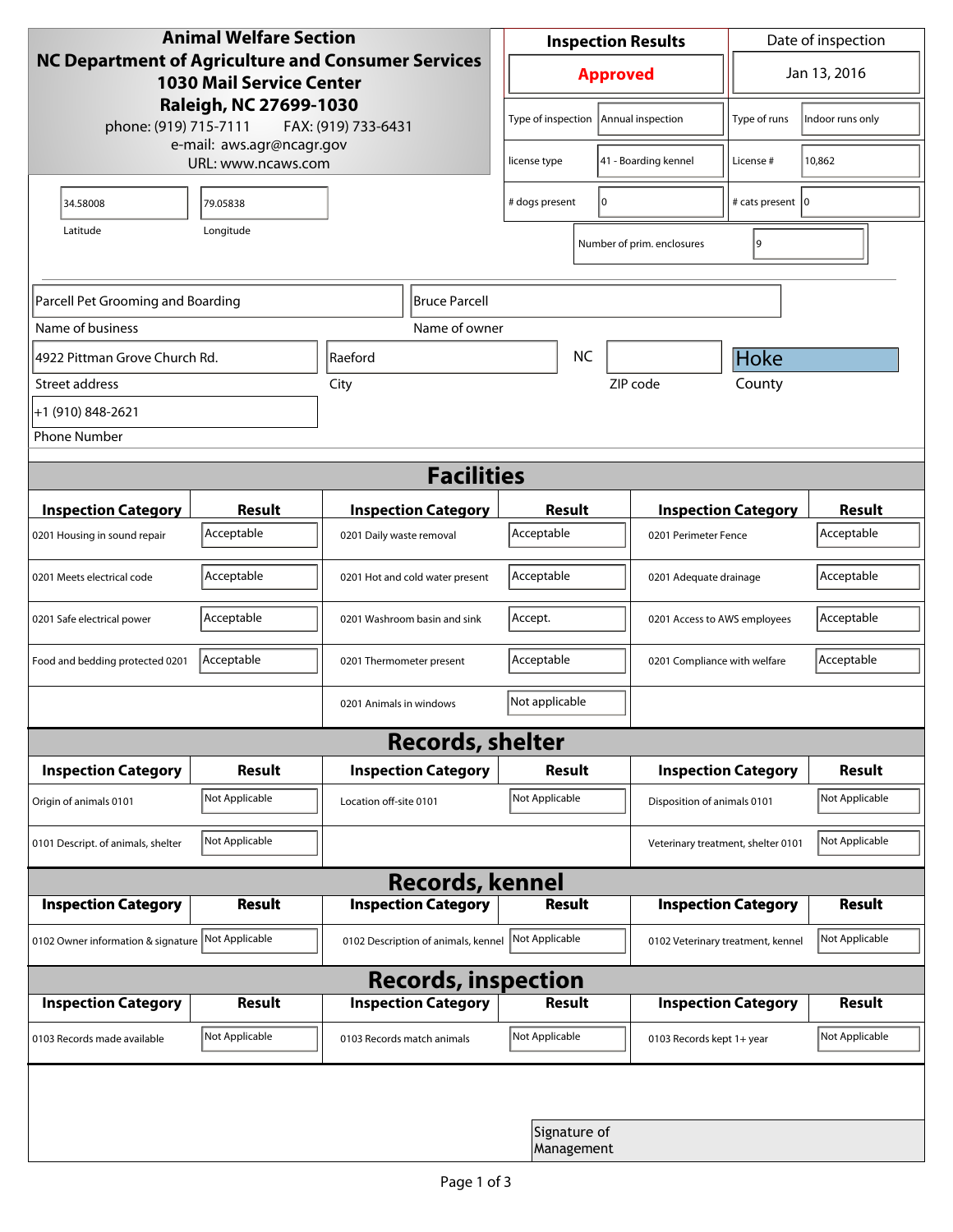**Animal Welfare Section**
**NC Department of Agriculture and Consumer Services**
**1030 Mail Service Center**
**Raleigh, NC 27699-1030**
phone: (919) 715-7111 FAX: (919) 733-6431
e-mail: aws.agr@ncagr.gov
URL: www.ncaws.com

| Inspection Results | Date of inspection |
|---|---|
| **Approved** | Jan 13, 2016 |

| | | | |
|---|---|---|---|
| Type of inspection | Annual inspection | Type of runs | Indoor runs only |
| license type | 41 - Boarding kennel | License # | 10,862 |
| # dogs present | 0 | # cats present | 0 |
| Number of prim. enclosures | 9 | | |

| Latitude | Longitude |
|---|---|
| 34.58008 | 79.05838 |

| Name of business | Name of owner |
|---|---|
| Parcell Pet Grooming and Boarding | Bruce Parcell |

| Street address | City | State | ZIP code | County |
|---|---|---|---|---|
| 4922 Pittman Grove Church Rd. | Raeford | NC | | Hoke |

Phone Number: +1 (910) 848-2621

## Facilities

| Inspection Category | Result | Inspection Category | Result | Inspection Category | Result |
|---|---|---|---|---|---|
| 0201 Housing in sound repair | Acceptable | 0201 Daily waste removal | Acceptable | 0201 Perimeter Fence | Acceptable |
| 0201 Meets electrical code | Acceptable | 0201 Hot and cold water present | Acceptable | 0201 Adequate drainage | Acceptable |
| 0201 Safe electrical power | Acceptable | 0201 Washroom basin and sink | Accept. | 0201 Access to AWS employees | Acceptable |
| Food and bedding protected 0201 | Acceptable | 0201 Thermometer present | Acceptable | 0201 Compliance with welfare | Acceptable |
| | | 0201 Animals in windows | Not applicable | | |

## Records, shelter

| Inspection Category | Result | Inspection Category | Result | Inspection Category | Result |
|---|---|---|---|---|---|
| Origin of animals 0101 | Not Applicable | Location off-site 0101 | Not Applicable | Disposition of animals 0101 | Not Applicable |
| 0101 Descript. of animals, shelter | Not Applicable | | | Veterinary treatment, shelter 0101 | Not Applicable |

## Records, kennel

| Inspection Category | Result | Inspection Category | Result | Inspection Category | Result |
|---|---|---|---|---|---|
| 0102 Owner information & signature | Not Applicable | 0102 Description of animals, kennel | Not Applicable | 0102 Veterinary treatment, kennel | Not Applicable |

## Records, inspection

| Inspection Category | Result | Inspection Category | Result | Inspection Category | Result |
|---|---|---|---|---|---|
| 0103 Records made available | Not Applicable | 0103 Records match animals | Not Applicable | 0103 Records kept 1+ year | Not Applicable |

Signature of Management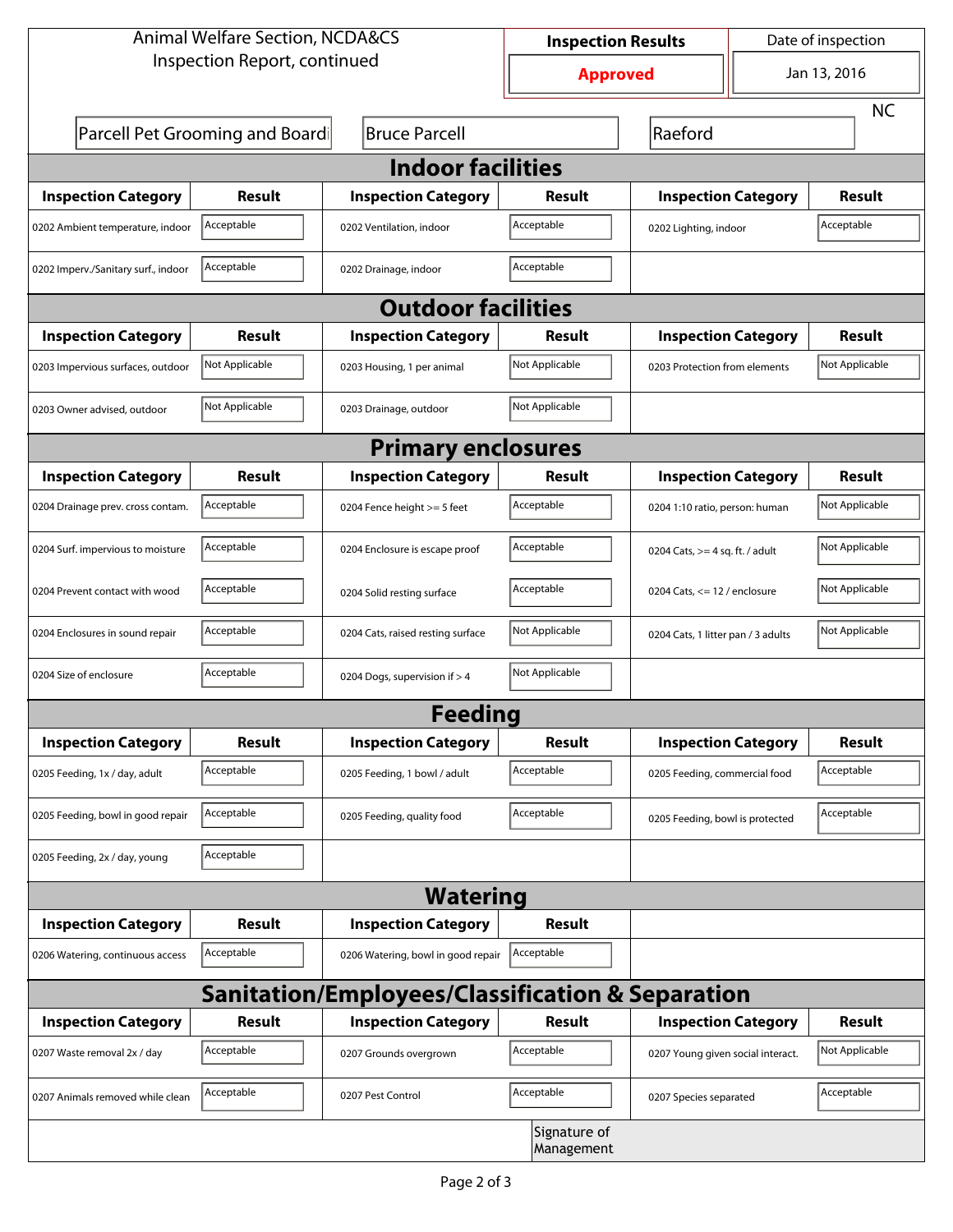Animal Welfare Section, NCDA&CS
Inspection Report, continued

| Inspection Results | Date of inspection |
|---|---|
| **Approved** | Jan 13, 2016 |

Parcell Pet Grooming and Boardi | Bruce Parcell | Raeford | NC

## Indoor facilities

| Inspection Category | Result | Inspection Category | Result | Inspection Category | Result |
|---|---|---|---|---|---|
| 0202 Ambient temperature, indoor | Acceptable | 0202 Ventilation, indoor | Acceptable | 0202 Lighting, indoor | Acceptable |
| 0202 Imperv./Sanitary surf., indoor | Acceptable | 0202 Drainage, indoor | Acceptable | | |

## Outdoor facilities

| Inspection Category | Result | Inspection Category | Result | Inspection Category | Result |
|---|---|---|---|---|---|
| 0203 Impervious surfaces, outdoor | Not Applicable | 0203 Housing, 1 per animal | Not Applicable | 0203 Protection from elements | Not Applicable |
| 0203 Owner advised, outdoor | Not Applicable | 0203 Drainage, outdoor | Not Applicable | | |

## Primary enclosures

| Inspection Category | Result | Inspection Category | Result | Inspection Category | Result |
|---|---|---|---|---|---|
| 0204 Drainage prev. cross contam. | Acceptable | 0204 Fence height >= 5 feet | Acceptable | 0204 1:10 ratio, person: human | Not Applicable |
| 0204 Surf. impervious to moisture | Acceptable | 0204 Enclosure is escape proof | Acceptable | 0204 Cats, >= 4 sq. ft. / adult | Not Applicable |
| 0204 Prevent contact with wood | Acceptable | 0204 Solid resting surface | Acceptable | 0204 Cats, <= 12 / enclosure | Not Applicable |
| 0204 Enclosures in sound repair | Acceptable | 0204 Cats, raised resting surface | Not Applicable | 0204 Cats, 1 litter pan / 3 adults | Not Applicable |
| 0204 Size of enclosure | Acceptable | 0204 Dogs, supervision if > 4 | Not Applicable | | |

## Feeding

| Inspection Category | Result | Inspection Category | Result | Inspection Category | Result |
|---|---|---|---|---|---|
| 0205 Feeding, 1x / day, adult | Acceptable | 0205 Feeding, 1 bowl / adult | Acceptable | 0205 Feeding, commercial food | Acceptable |
| 0205 Feeding, bowl in good repair | Acceptable | 0205 Feeding, quality food | Acceptable | 0205 Feeding, bowl is protected | Acceptable |
| 0205 Feeding, 2x / day, young | Acceptable | | | | |

## Watering

| Inspection Category | Result | Inspection Category | Result |
|---|---|---|---|
| 0206 Watering, continuous access | Acceptable | 0206 Watering, bowl in good repair | Acceptable |

## Sanitation/Employees/Classification & Separation

| Inspection Category | Result | Inspection Category | Result | Inspection Category | Result |
|---|---|---|---|---|---|
| 0207 Waste removal 2x / day | Acceptable | 0207 Grounds overgrown | Acceptable | 0207 Young given social interact. | Not Applicable |
| 0207 Animals removed while clean | Acceptable | 0207 Pest Control | Acceptable | 0207 Species separated | Acceptable |

Signature of Management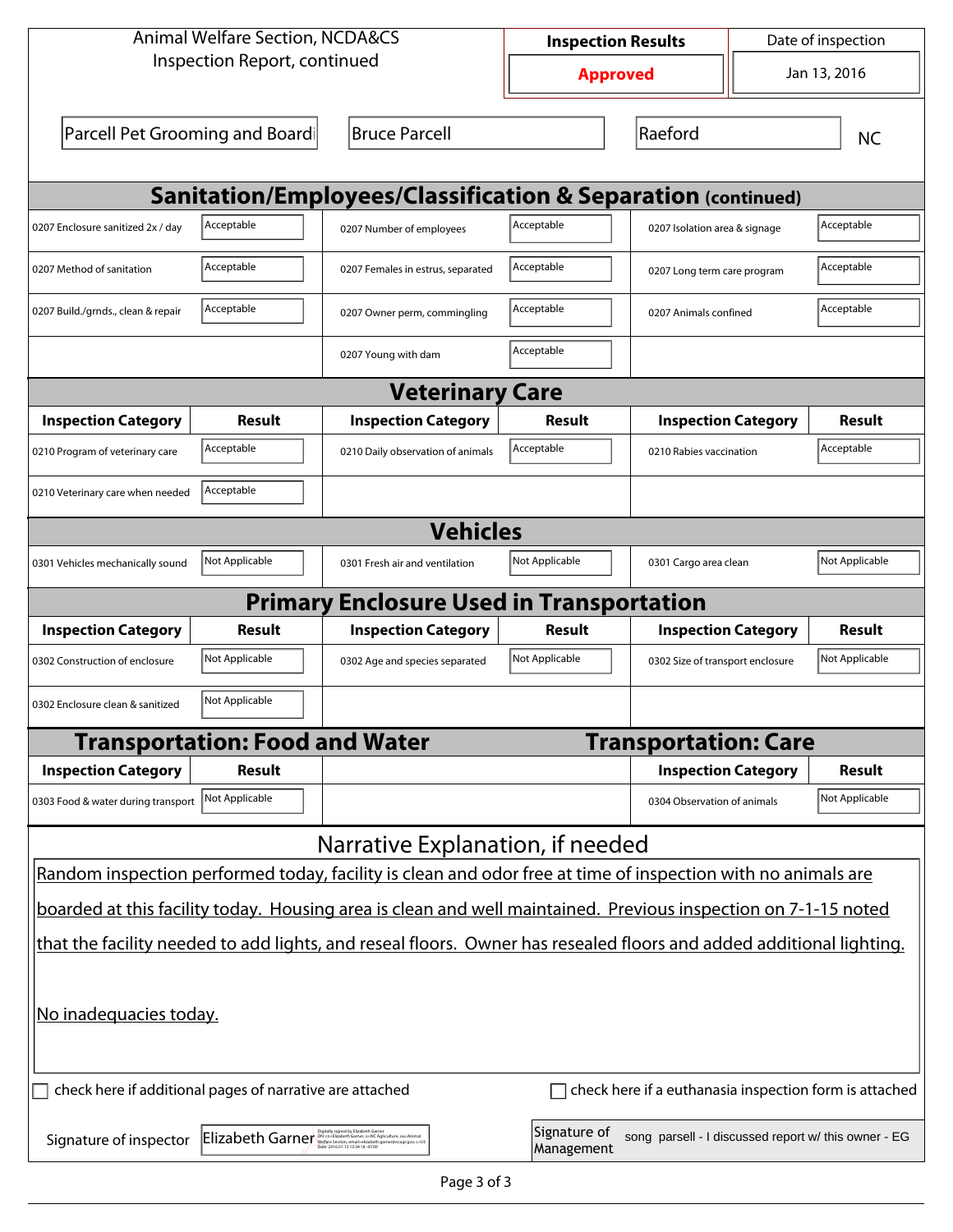Animal Welfare Section, NCDA&CS
Inspection Report, continued

| Inspection Results | Date of inspection |
|---|---|
| **Approved** | Jan 13, 2016 |

Parcell Pet Grooming and Boardi | Bruce Parcell | Raeford | NC

## Sanitation/Employees/Classification & Separation (continued)

| | | | | | |
|---|---|---|---|---|---|
| 0207 Enclosure sanitized 2x / day | Acceptable | 0207 Number of employees | Acceptable | 0207 Isolation area & signage | Acceptable |
| 0207 Method of sanitation | Acceptable | 0207 Females in estrus, separated | Acceptable | 0207 Long term care program | Acceptable |
| 0207 Build./grnds., clean & repair | Acceptable | 0207 Owner perm, commingling | Acceptable | 0207 Animals confined | Acceptable |
| | | 0207 Young with dam | Acceptable | | |

## Veterinary Care

| Inspection Category | Result | Inspection Category | Result | Inspection Category | Result |
|---|---|---|---|---|---|
| 0210 Program of veterinary care | Acceptable | 0210 Daily observation of animals | Acceptable | 0210 Rabies vaccination | Acceptable |
| 0210 Veterinary care when needed | Acceptable | | | | |

## Vehicles

| | | | | | |
|---|---|---|---|---|---|
| 0301 Vehicles mechanically sound | Not Applicable | 0301 Fresh air and ventilation | Not Applicable | 0301 Cargo area clean | Not Applicable |

## Primary Enclosure Used in Transportation

| Inspection Category | Result | Inspection Category | Result | Inspection Category | Result |
|---|---|---|---|---|---|
| 0302 Construction of enclosure | Not Applicable | 0302 Age and species separated | Not Applicable | 0302 Size of transport enclosure | Not Applicable |
| 0302 Enclosure clean & sanitized | Not Applicable | | | | |

## Transportation: Food and Water

| Inspection Category | Result |
|---|---|
| 0303 Food & water during transport | Not Applicable |

## Transportation: Care

| Inspection Category | Result |
|---|---|
| 0304 Observation of animals | Not Applicable |

## Narrative Explanation, if needed

Random inspection performed today, facility is clean and odor free at time of inspection with no animals are boarded at this facility today. Housing area is clean and well maintained. Previous inspection on 7-1-15 noted that the facility needed to add lights, and reseal floors. Owner has resealed floors and added additional lighting.

No inadequacies today.

☐ check here if additional pages of narrative are attached

☐ check here if a euthanasia inspection form is attached

Signature of inspector: Elizabeth Garner (Digitally signed by Elizabeth Garner, DN: cn=Elizabeth Garner, o=NC Agriculture, ou=Animal Welfare Section, email=elizabeth.garner@ncagr.gov, c=US, Date: 2016.01.13 13:34:18 -05'00')

Signature of Management: song parsell - I discussed report w/ this owner - EG